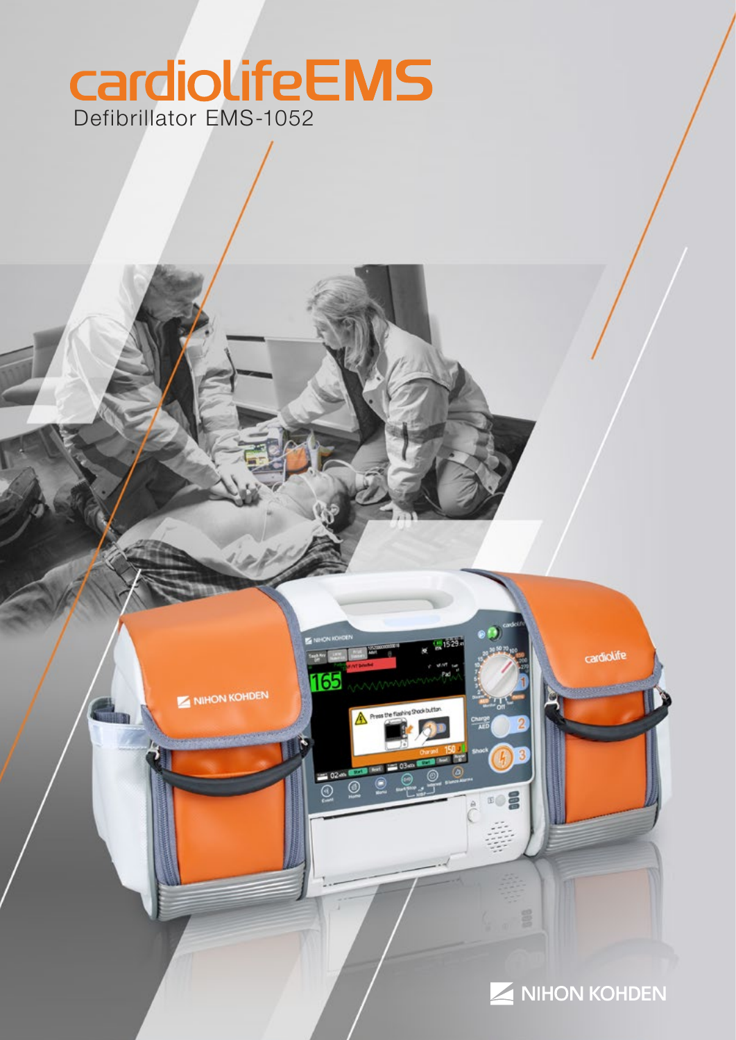# cardiolifeEMS

Defibrillator EMS-1052

NIHON KOHDEN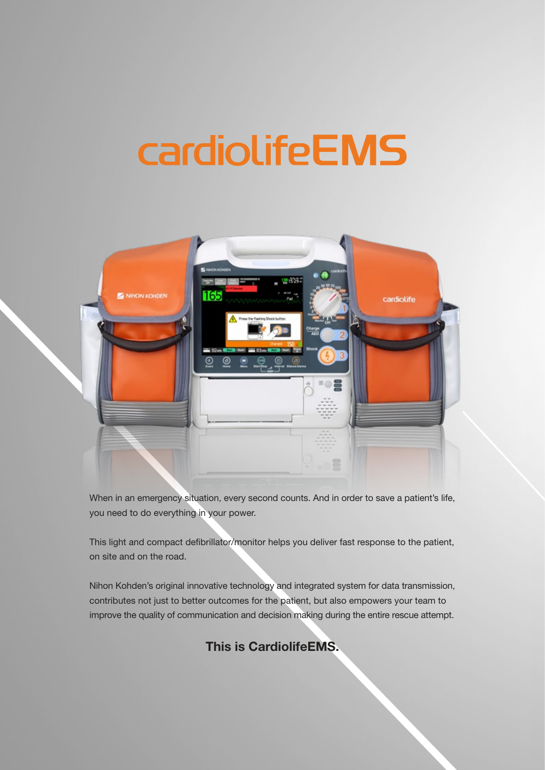# cardiolifeEMS

When in an emergency situation, every second counts. And in order to save a patient's life, you need to do everything in your power.

This light and compact defibrillator/monitor helps you deliver fast response to the patient, on site and on the road.

Nihon Kohden's original innovative technology and integrated system for data transmission, contributes not just to better outcomes for the patient, but also empowers your team to improve the quality of communication and decision making during the entire rescue attempt.

**This is CardiolifeEMS.**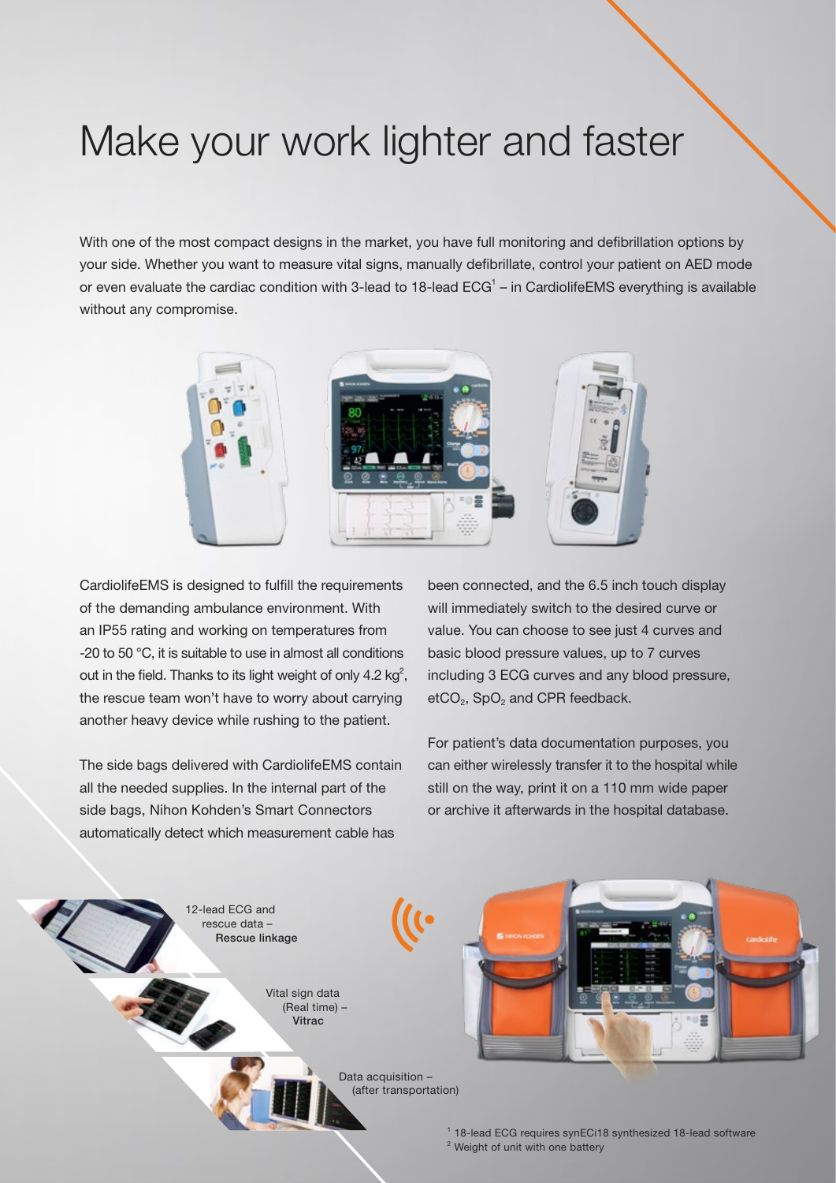# Make your work lighter and faster

With one of the most compact designs in the market, you have full monitoring and defibrillation options by your side. Whether you want to measure vital signs, manually defibrillate, control your patient on AED mode or even evaluate the cardiac condition with 3-lead to 18-lead ECG[1] – in CardiolifeEMS everything is available without any compromise.

CardiolifeEMS is designed to fulfill the requirements of the demanding ambulance environment. With an IP55 rating and working on temperatures from -20 to 50 °C, it is suitable to use in almost all conditions out in the field. Thanks to its light weight of only 4.2 kg[2], the rescue team won't have to worry about carrying another heavy device while rushing to the patient.

The side bags delivered with CardiolifeEMS contain all the needed supplies. In the internal part of the side bags, Nihon Kohden's Smart Connectors automatically detect which measurement cable has been connected, and the 6.5 inch touch display will immediately switch to the desired curve or value. You can choose to see just 4 curves and basic blood pressure values, up to 7 curves including 3 ECG curves and any blood pressure, $etCO_2$, $SpO_2$ and CPR feedback.

For patient's data documentation purposes, you can either wirelessly transfer it to the hospital while still on the way, print it on a 110 mm wide paper or archive it afterwards in the hospital database.

12-lead ECG and rescue data – **Rescue linkage**

Vital sign data (Real time) – **Vitrac**

Data acquisition – (after transportation)

[1] 18-lead ECG requires synECi18 synthesized 18-lead software
[2] Weight of unit with one battery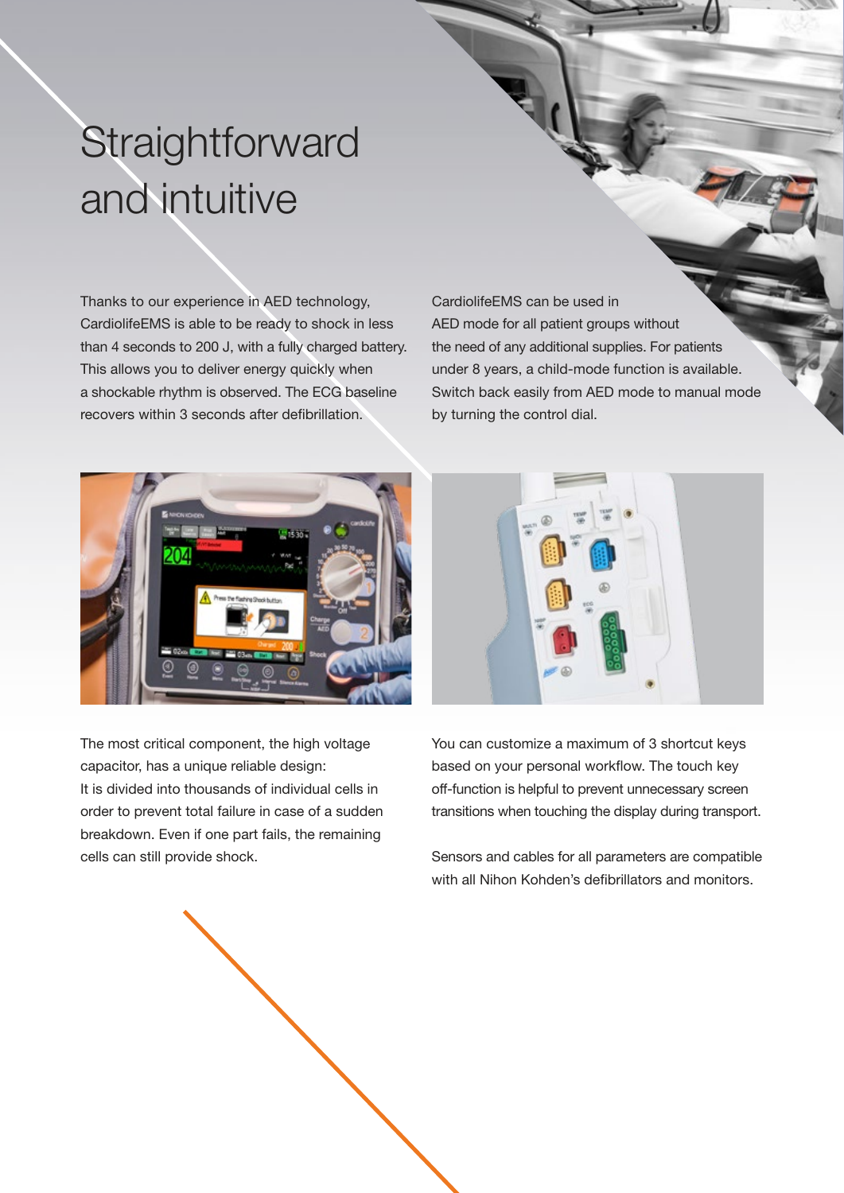# Straightforward and intuitive

Thanks to our experience in AED technology, CardiolifeEMS is able to be ready to shock in less than 4 seconds to 200 J, with a fully charged battery. This allows you to deliver energy quickly when a shockable rhythm is observed. The ECG baseline recovers within 3 seconds after defibrillation.

CardiolifeEMS can be used in AED mode for all patient groups without the need of any additional supplies. For patients under 8 years, a child-mode function is available. Switch back easily from AED mode to manual mode by turning the control dial.

The most critical component, the high voltage capacitor, has a unique reliable design: It is divided into thousands of individual cells in order to prevent total failure in case of a sudden breakdown. Even if one part fails, the remaining cells can still provide shock.

You can customize a maximum of 3 shortcut keys based on your personal workflow. The touch key off-function is helpful to prevent unnecessary screen transitions when touching the display during transport.

Sensors and cables for all parameters are compatible with all Nihon Kohden's defibrillators and monitors.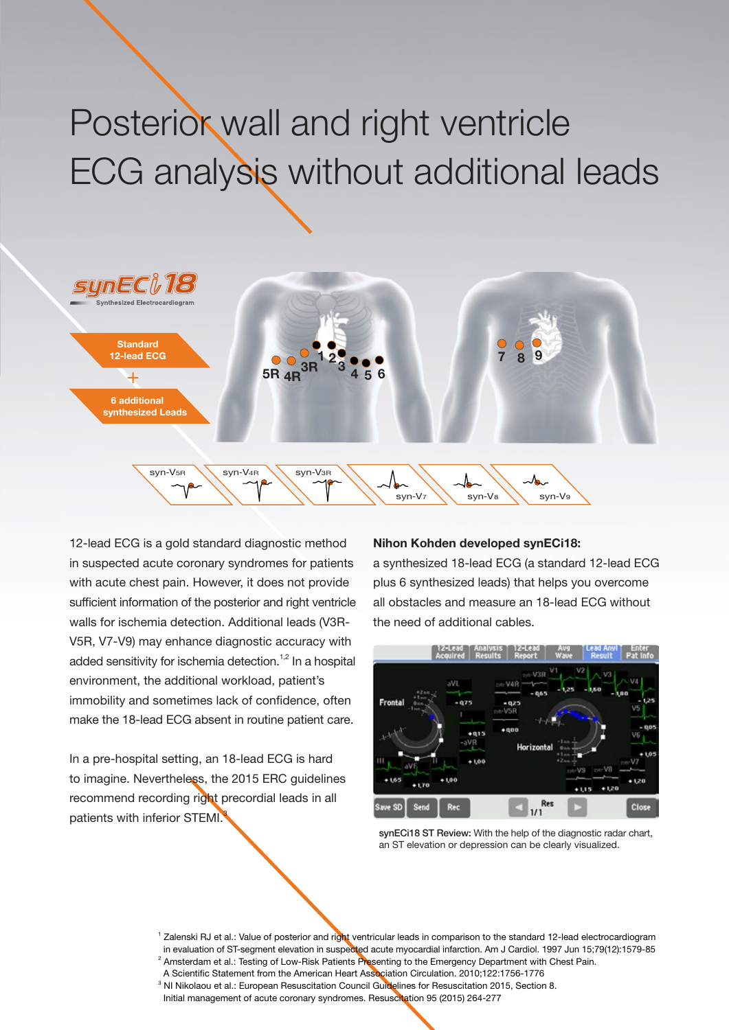# Posterior wall and right ventricle ECG analysis without additional leads

synECi18
Synthesized Electrocardiogram

Standard 12-lead ECG
+
6 additional synthesized Leads

syn-V5R syn-V4R syn-V3R syn-V7 syn-V8 syn-V9

12-lead ECG is a gold standard diagnostic method in suspected acute coronary syndromes for patients with acute chest pain. However, it does not provide sufficient information of the posterior and right ventricle walls for ischemia detection. Additional leads (V3R-V5R, V7-V9) may enhance diagnostic accuracy with added sensitivity for ischemia detection.[1,2] In a hospital environment, the additional workload, patient's immobility and sometimes lack of confidence, often make the 18-lead ECG absent in routine patient care.

In a pre-hospital setting, an 18-lead ECG is hard to imagine. Nevertheless, the 2015 ERC guidelines recommend recording right precordial leads in all patients with inferior STEMI.[3]

**Nihon Kohden developed synECi18:**
a synthesized 18-lead ECG (a standard 12-lead ECG plus 6 synthesized leads) that helps you overcome all obstacles and measure an 18-lead ECG without the need of additional cables.

**synECi18 ST Review:** With the help of the diagnostic radar chart, an ST elevation or depression can be clearly visualized.

[1] Zalenski RJ et al.: Value of posterior and right ventricular leads in comparison to the standard 12-lead electrocardiogram in evaluation of ST-segment elevation in suspected acute myocardial infarction. Am J Cardiol. 1997 Jun 15;79(12):1579-85

[2] Amsterdam et al.: Testing of Low-Risk Patients Presenting to the Emergency Department with Chest Pain. A Scientific Statement from the American Heart Association Circulation. 2010;122:1756-1776

[3] NI Nikolaou et al.: European Resuscitation Council Guidelines for Resuscitation 2015, Section 8. Initial management of acute coronary syndromes. Resuscitation 95 (2015) 264-277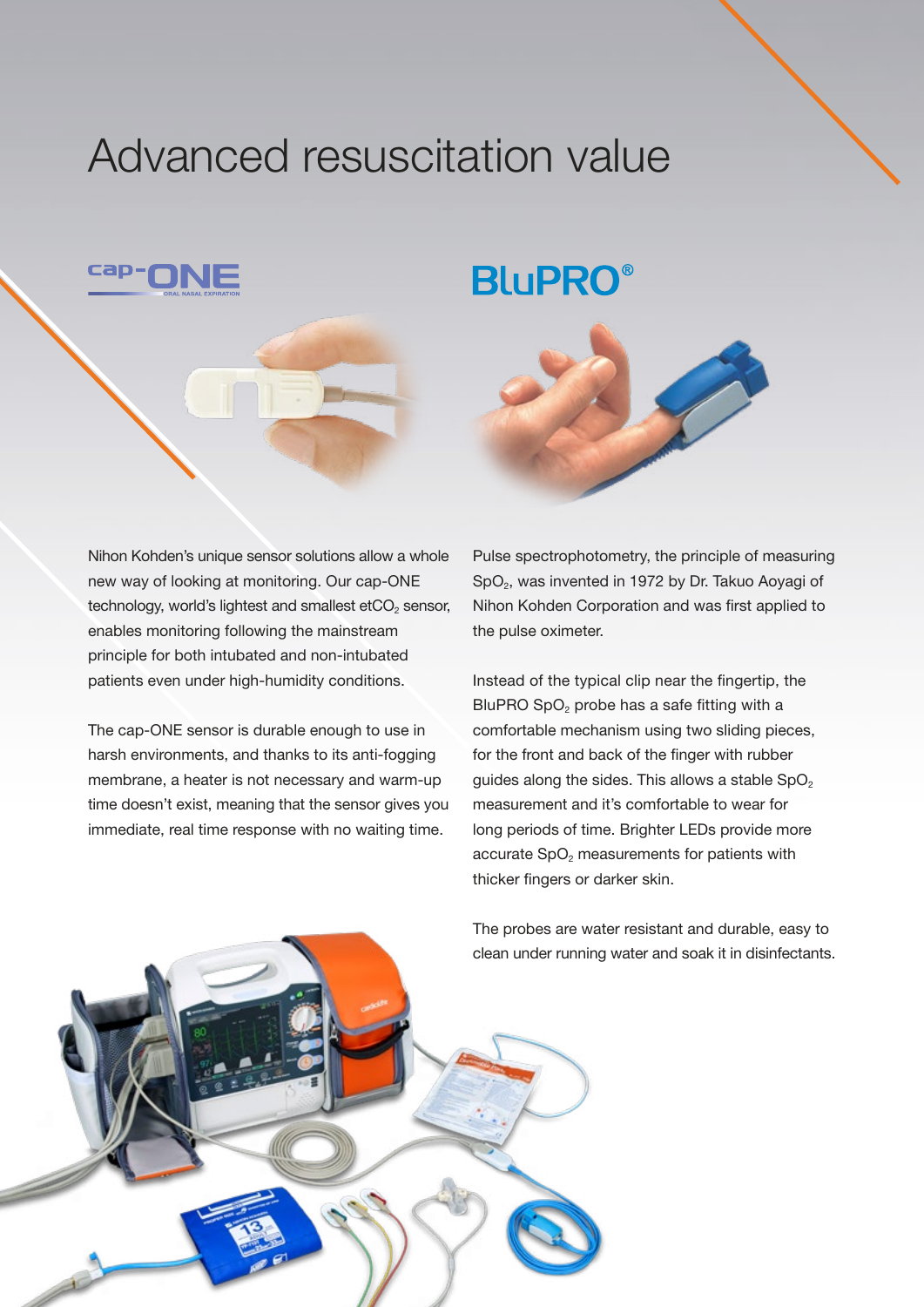# Advanced resuscitation value

## cap-ONE

ORAL NASAL EXPIRATION

## BLuPRO®

Nihon Kohden's unique sensor solutions allow a whole new way of looking at monitoring. Our cap-ONE technology, world's lightest and smallest $etCO_2$ sensor, enables monitoring following the mainstream principle for both intubated and non-intubated patients even under high-humidity conditions.

The cap-ONE sensor is durable enough to use in harsh environments, and thanks to its anti-fogging membrane, a heater is not necessary and warm-up time doesn't exist, meaning that the sensor gives you immediate, real time response with no waiting time.

Pulse spectrophotometry, the principle of measuring $SpO_2$, was invented in 1972 by Dr. Takuo Aoyagi of Nihon Kohden Corporation and was first applied to the pulse oximeter.

Instead of the typical clip near the fingertip, the BluPRO $SpO_2$ probe has a safe fitting with a comfortable mechanism using two sliding pieces, for the front and back of the finger with rubber guides along the sides. This allows a stable $SpO_2$ measurement and it's comfortable to wear for long periods of time. Brighter LEDs provide more accurate $SpO_2$ measurements for patients with thicker fingers or darker skin.

The probes are water resistant and durable, easy to clean under running water and soak it in disinfectants.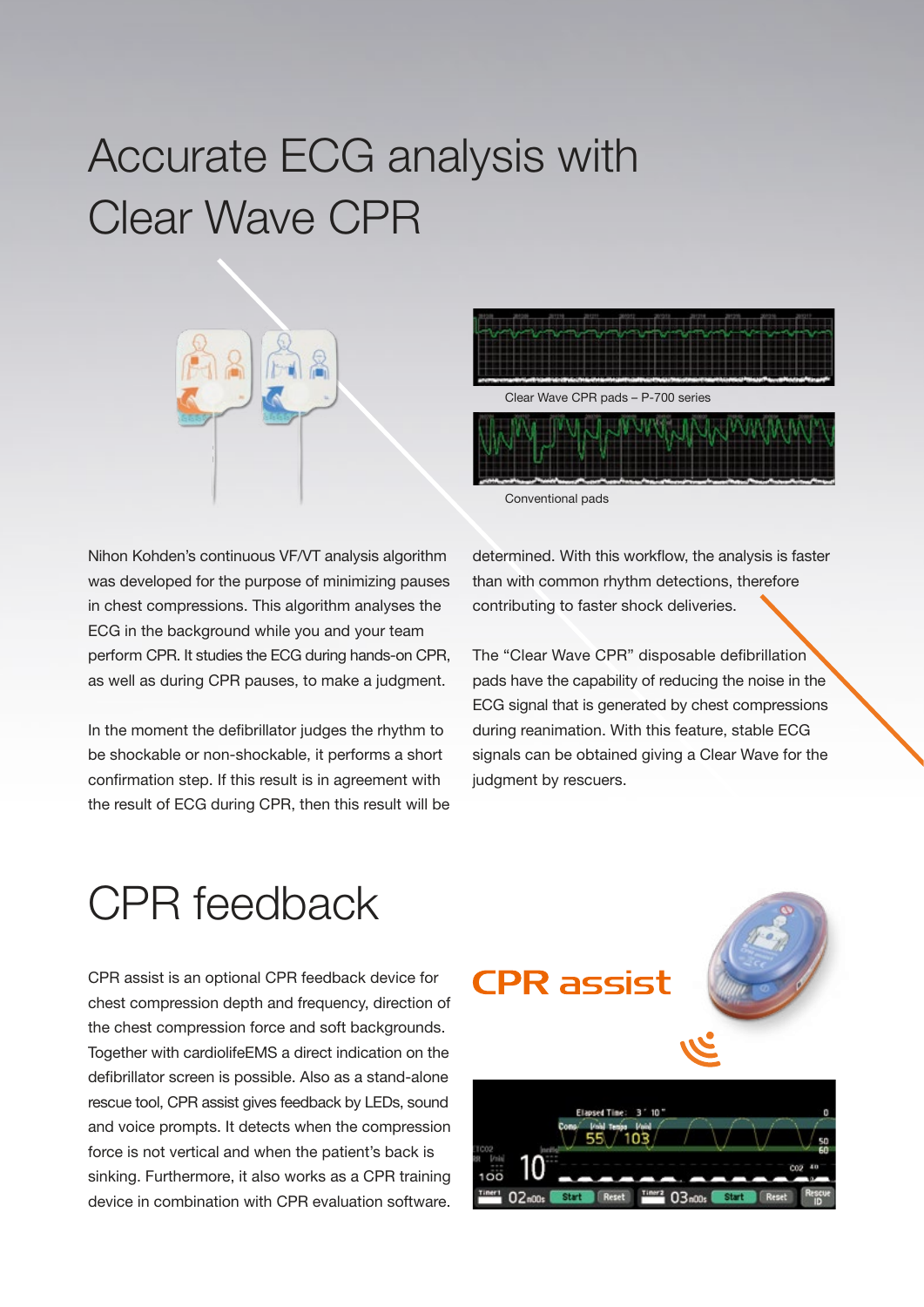# Accurate ECG analysis with Clear Wave CPR

Clear Wave CPR pads – P-700 series

Conventional pads

Nihon Kohden's continuous VF/VT analysis algorithm was developed for the purpose of minimizing pauses in chest compressions. This algorithm analyses the ECG in the background while you and your team perform CPR. It studies the ECG during hands-on CPR, as well as during CPR pauses, to make a judgment.

In the moment the defibrillator judges the rhythm to be shockable or non-shockable, it performs a short confirmation step. If this result is in agreement with the result of ECG during CPR, then this result will be determined. With this workflow, the analysis is faster than with common rhythm detections, therefore contributing to faster shock deliveries.

The "Clear Wave CPR" disposable defibrillation pads have the capability of reducing the noise in the ECG signal that is generated by chest compressions during reanimation. With this feature, stable ECG signals can be obtained giving a Clear Wave for the judgment by rescuers.

# CPR feedback

CPR assist is an optional CPR feedback device for chest compression depth and frequency, direction of the chest compression force and soft backgrounds. Together with cardiolifeEMS a direct indication on the defibrillator screen is possible. Also as a stand-alone rescue tool, CPR assist gives feedback by LEDs, sound and voice prompts. It detects when the compression force is not vertical and when the patient's back is sinking. Furthermore, it also works as a CPR training device in combination with CPR evaluation software.

**CPR assist**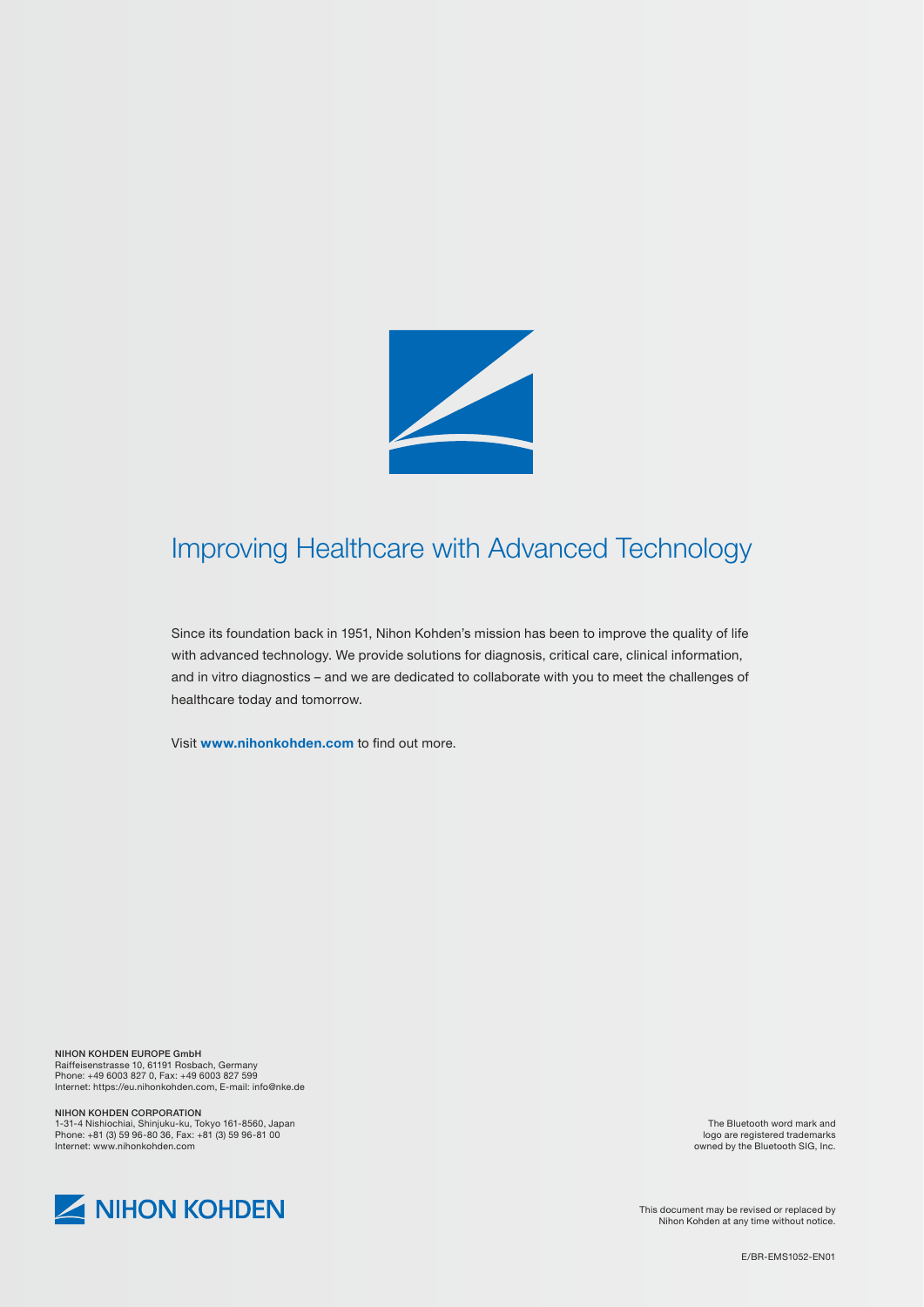## Improving Healthcare with Advanced Technology

Since its foundation back in 1951, Nihon Kohden's mission has been to improve the quality of life with advanced technology. We provide solutions for diagnosis, critical care, clinical information, and in vitro diagnostics – and we are dedicated to collaborate with you to meet the challenges of healthcare today and tomorrow.

Visit **www.nihonkohden.com** to find out more.

**NIHON KOHDEN EUROPE GmbH**
Raiffeisenstrasse 10, 61191 Rosbach, Germany
Phone: +49 6003 827 0, Fax: +49 6003 827 599
Internet: https://eu.nihonkohden.com, E-mail: info@nke.de

**NIHON KOHDEN CORPORATION**
1-31-4 Nishiochiai, Shinjuku-ku, Tokyo 161-8560, Japan
Phone: +81 (3) 59 96-80 36, Fax: +81 (3) 59 96-81 00
Internet: www.nihonkohden.com

NIHON KOHDEN

The Bluetooth word mark and logo are registered trademarks owned by the Bluetooth SIG, Inc.

This document may be revised or replaced by Nihon Kohden at any time without notice.

E/BR-EMS1052-EN01